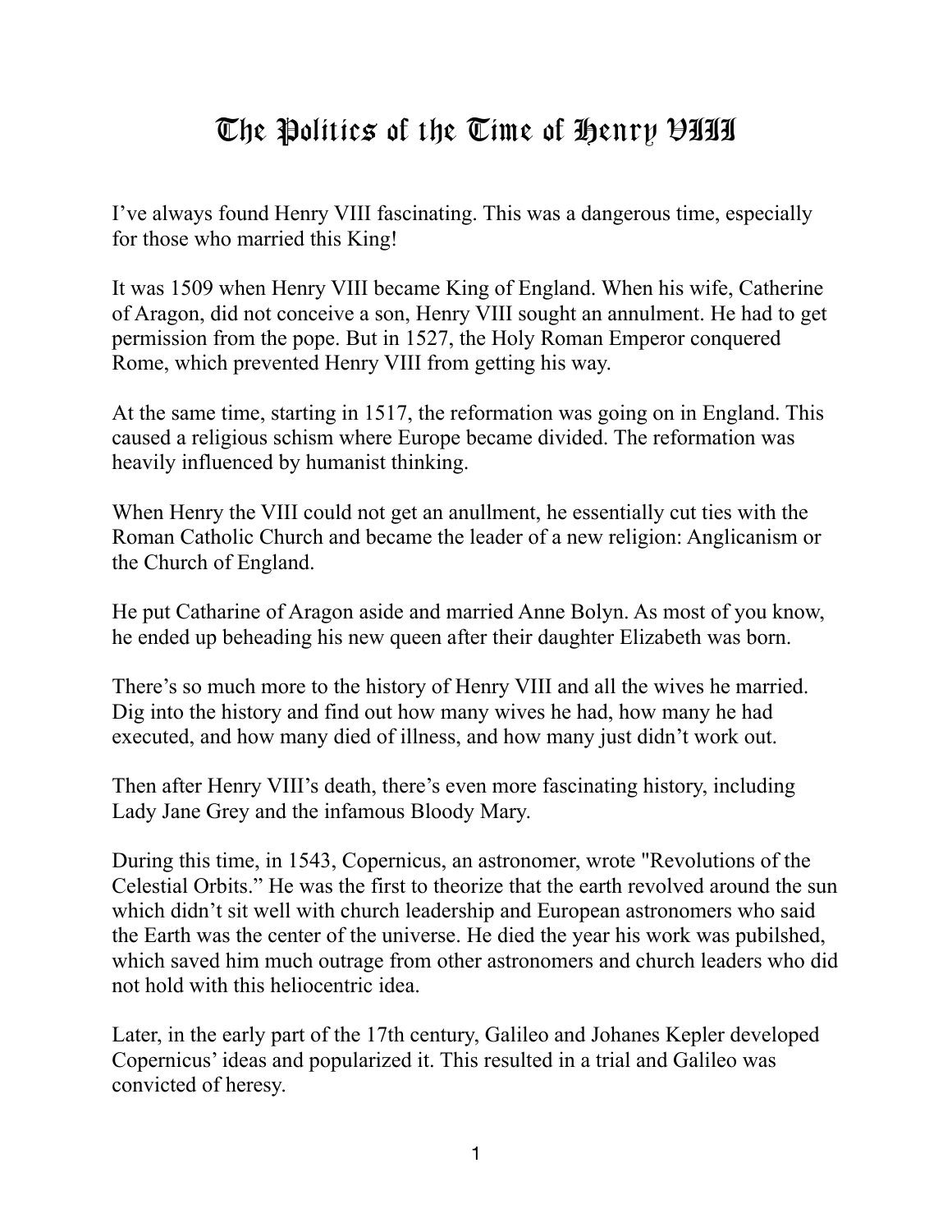# The Politics of the Time of Henry VIII

I've always found Henry VIII fascinating. This was a dangerous time, especially for those who married this King!

It was 1509 when Henry VIII became King of England. When his wife, Catherine of Aragon, did not conceive a son, Henry VIII sought an annulment. He had to get permission from the pope. But in 1527, the Holy Roman Emperor conquered Rome, which prevented Henry VIII from getting his way.

At the same time, starting in 1517, the reformation was going on in England. This caused a religious schism where Europe became divided. The reformation was heavily influenced by humanist thinking.

When Henry the VIII could not get an anullment, he essentially cut ties with the Roman Catholic Church and became the leader of a new religion: Anglicanism or the Church of England.

He put Catharine of Aragon aside and married Anne Bolyn. As most of you know, he ended up beheading his new queen after their daughter Elizabeth was born.

There's so much more to the history of Henry VIII and all the wives he married. Dig into the history and find out how many wives he had, how many he had executed, and how many died of illness, and how many just didn't work out.

Then after Henry VIII's death, there's even more fascinating history, including Lady Jane Grey and the infamous Bloody Mary.

During this time, in 1543, Copernicus, an astronomer, wrote "Revolutions of the Celestial Orbits." He was the first to theorize that the earth revolved around the sun which didn't sit well with church leadership and European astronomers who said the Earth was the center of the universe. He died the year his work was pubilshed, which saved him much outrage from other astronomers and church leaders who did not hold with this heliocentric idea.

Later, in the early part of the 17th century, Galileo and Johanes Kepler developed Copernicus' ideas and popularized it. This resulted in a trial and Galileo was convicted of heresy.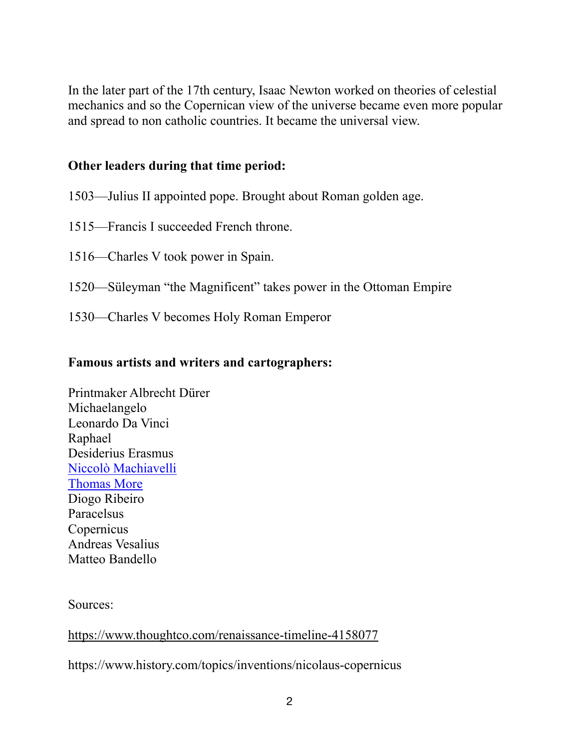In the later part of the 17th century, Isaac Newton worked on theories of celestial mechanics and so the Copernican view of the universe became even more popular and spread to non catholic countries. It became the universal view.

**Other leaders during that time period:**

1503—Julius II appointed pope. Brought about Roman golden age.

1515—Francis I succeeded French throne.

1516—Charles V took power in Spain.

1520—Süleyman "the Magnificent" takes power in the Ottoman Empire

1530—Charles V becomes Holy Roman Emperor

**Famous artists and writers and cartographers:**

Printmaker Albrecht Dürer
Michaelangelo
Leonardo Da Vinci
Raphael
Desiderius Erasmus
Niccolò Machiavelli
Thomas More
Diogo Ribeiro
Paracelsus
Copernicus
Andreas Vesalius
Matteo Bandello

Sources:

https://www.thoughtco.com/renaissance-timeline-4158077

https://www.history.com/topics/inventions/nicolaus-copernicus